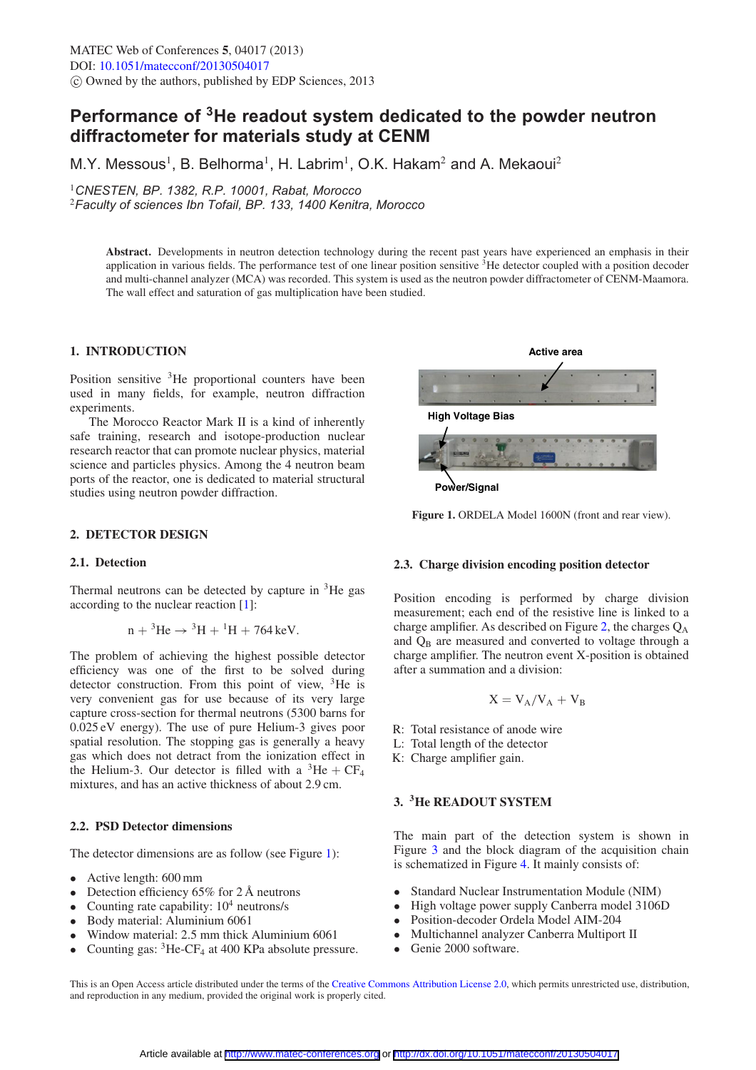# Performance of $^3$He readout system dedicated to the powder neutron diffractometer for materials study at CENM

M.Y. Messous[1], B. Belhorma[1], H. Labrim[1], O.K. Hakam[2] and A. Mekaoui[2]

[1]*CNESTEN, BP. 1382, R.P. 10001, Rabat, Morocco*
[2]*Faculty of sciences Ibn Tofail, BP. 133, 1400 Kenitra, Morocco*

**Abstract.** Developments in neutron detection technology during the recent past years have experienced an emphasis in their application in various fields. The performance test of one linear position sensitive $^3$He detector coupled with a position decoder and multi-channel analyzer (MCA) was recorded. This system is used as the neutron powder diffractometer of CENM-Maamora. The wall effect and saturation of gas multiplication have been studied.

## 1. INTRODUCTION

Position sensitive $^3$He proportional counters have been used in many fields, for example, neutron diffraction experiments.

The Morocco Reactor Mark II is a kind of inherently safe training, research and isotope-production nuclear research reactor that can promote nuclear physics, material science and particles physics. Among the 4 neutron beam ports of the reactor, one is dedicated to material structural studies using neutron powder diffraction.

## 2. DETECTOR DESIGN

### 2.1. Detection

Thermal neutrons can be detected by capture in $^3$He gas according to the nuclear reaction [1]:

$$n + {}^3\text{He} \rightarrow {}^3\text{H} + {}^1\text{H} + 764\,\text{keV}.$$

The problem of achieving the highest possible detector efficiency was one of the first to be solved during detector construction. From this point of view, $^3$He is very convenient gas for use because of its very large capture cross-section for thermal neutrons (5300 barns for 0.025 eV energy). The use of pure Helium-3 gives poor spatial resolution. The stopping gas is generally a heavy gas which does not detract from the ionization effect in the Helium-3. Our detector is filled with a $^3$He + $CF_4$ mixtures, and has an active thickness of about 2.9 cm.

### 2.2. PSD Detector dimensions

The detector dimensions are as follow (see Figure 1):

- Active length: 600 mm
- Detection efficiency 65% for 2 Å neutrons
- Counting rate capability: $10^4$ neutrons/s
- Body material: Aluminium 6061
- Window material: 2.5 mm thick Aluminium 6061
- Counting gas: $^3$He-$CF_4$ at 400 KPa absolute pressure.

Active area

High Voltage Bias

Power/Signal

**Figure 1.** ORDELA Model 1600N (front and rear view).

### 2.3. Charge division encoding position detector

Position encoding is performed by charge division measurement; each end of the resistive line is linked to a charge amplifier. As described on Figure 2, the charges $Q_A$ and $Q_B$ are measured and converted to voltage through a charge amplifier. The neutron event X-position is obtained after a summation and a division:

$$X = V_A/V_A + V_B$$

R: Total resistance of anode wire
L: Total length of the detector
K: Charge amplifier gain.

## 3. $^3$He READOUT SYSTEM

The main part of the detection system is shown in Figure 3 and the block diagram of the acquisition chain is schematized in Figure 4. It mainly consists of:

- Standard Nuclear Instrumentation Module (NIM)
- High voltage power supply Canberra model 3106D
- Position-decoder Ordela Model AIM-204
- Multichannel analyzer Canberra Multiport II
- Genie 2000 software.

This is an Open Access article distributed under the terms of the Creative Commons Attribution License 2.0, which permits unrestricted use, distribution, and reproduction in any medium, provided the original work is properly cited.

Article available at http://www.matec-conferences.org or http://dx.doi.org/10.1051/matecconf/20130504017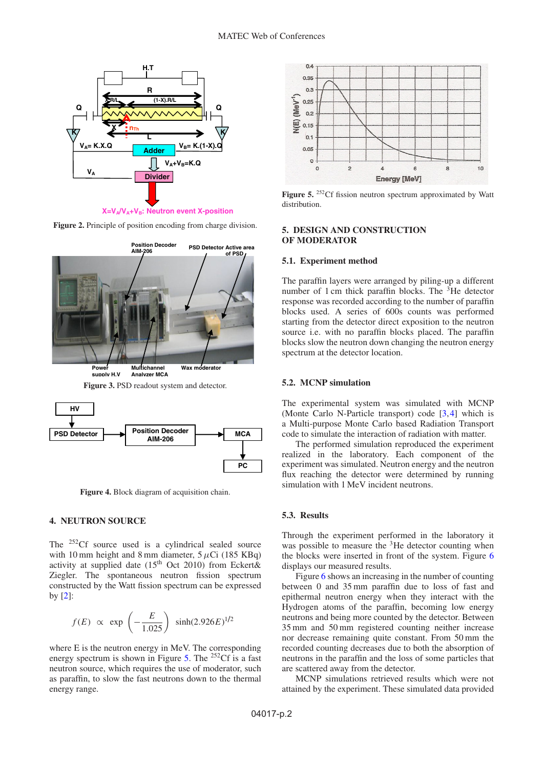Figure 2. Principle of position encoding from charge division.

Figure 3. PSD readout system and detector.

Figure 4. Block diagram of acquisition chain.

## 4. NEUTRON SOURCE

The $^{252}$Cf source used is a cylindrical sealed source with 10 mm height and 8 mm diameter, 5 $\mu$Ci (185 KBq) activity at supplied date (15$^{th}$ Oct 2010) from Eckert& Ziegler. The spontaneous neutron fission spectrum constructed by the Watt fission spectrum can be expressed by [2]:

$$f(E) \propto \exp\left(-\frac{E}{1.025}\right) \sinh(2.926E)^{1/2}$$

where E is the neutron energy in MeV. The corresponding energy spectrum is shown in Figure 5. The $^{252}$Cf is a fast neutron source, which requires the use of moderator, such as paraffin, to slow the fast neutrons down to the thermal energy range.

Figure 5. $^{252}$Cf fission neutron spectrum approximated by Watt distribution.

## 5. DESIGN AND CONSTRUCTION OF MODERATOR

### 5.1. Experiment method

The paraffin layers were arranged by piling-up a different number of 1 cm thick paraffin blocks. The $^{3}$He detector response was recorded according to the number of paraffin blocks used. A series of 600s counts was performed starting from the detector direct exposition to the neutron source i.e. with no paraffin blocks placed. The paraffin blocks slow the neutron down changing the neutron energy spectrum at the detector location.

### 5.2. MCNP simulation

The experimental system was simulated with MCNP (Monte Carlo N-Particle transport) code [3,4] which is a Multi-purpose Monte Carlo based Radiation Transport code to simulate the interaction of radiation with matter.

The performed simulation reproduced the experiment realized in the laboratory. Each component of the experiment was simulated. Neutron energy and the neutron flux reaching the detector were determined by running simulation with 1 MeV incident neutrons.

### 5.3. Results

Through the experiment performed in the laboratory it was possible to measure the $^{3}$He detector counting when the blocks were inserted in front of the system. Figure 6 displays our measured results.

Figure 6 shows an increasing in the number of counting between 0 and 35 mm paraffin due to loss of fast and epithermal neutron energy when they interact with the Hydrogen atoms of the paraffin, becoming low energy neutrons and being more counted by the detector. Between 35 mm and 50 mm registered counting neither increase nor decrease remaining quite constant. From 50 mm the recorded counting decreases due to both the absorption of neutrons in the paraffin and the loss of some particles that are scattered away from the detector.

MCNP simulations retrieved results which were not attained by the experiment. These simulated data provided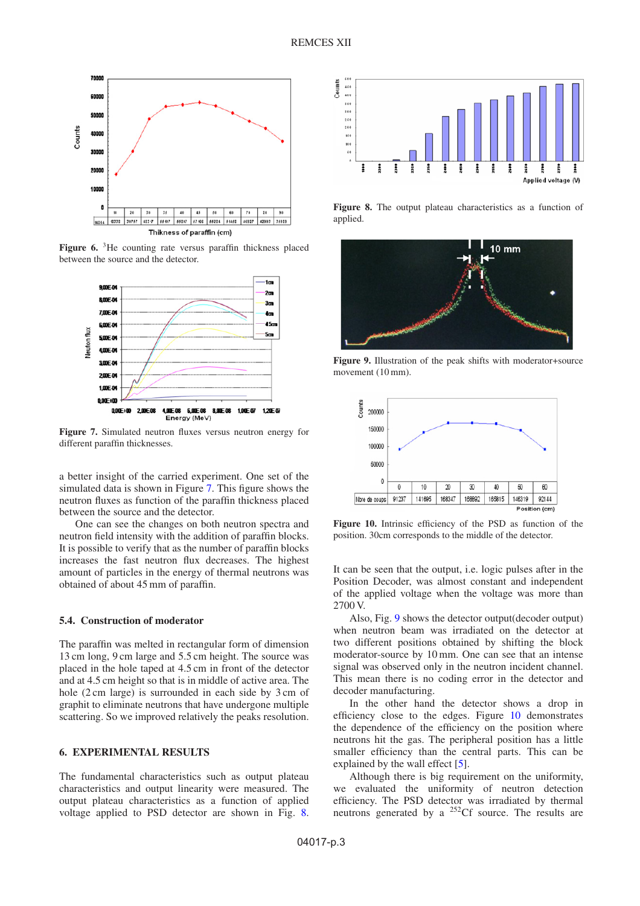Figure 6. [3]He counting rate versus paraffin thickness placed between the source and the detector.

Figure 7. Simulated neutron fluxes versus neutron energy for different paraffin thicknesses.

a better insight of the carried experiment. One set of the simulated data is shown in Figure 7. This figure shows the neutron fluxes as function of the paraffin thickness placed between the source and the detector.

One can see the changes on both neutron spectra and neutron field intensity with the addition of paraffin blocks. It is possible to verify that as the number of paraffin blocks increases the fast neutron flux decreases. The highest amount of particles in the energy of thermal neutrons was obtained of about 45 mm of paraffin.

### 5.4. Construction of moderator

The paraffin was melted in rectangular form of dimension 13 cm long, 9 cm large and 5.5 cm height. The source was placed in the hole taped at 4.5 cm in front of the detector and at 4.5 cm height so that is in middle of active area. The hole (2 cm large) is surrounded in each side by 3 cm of graphit to eliminate neutrons that have undergone multiple scattering. So we improved relatively the peaks resolution.

## 6. EXPERIMENTAL RESULTS

The fundamental characteristics such as output plateau characteristics and output linearity were measured. The output plateau characteristics as a function of applied voltage applied to PSD detector are shown in Fig. 8.

Figure 8. The output plateau characteristics as a function of applied.

Figure 9. Illustration of the peak shifts with moderator+source movement (10 mm).

Figure 10. Intrinsic efficiency of the PSD as function of the position. 30cm corresponds to the middle of the detector.

It can be seen that the output, i.e. logic pulses after in the Position Decoder, was almost constant and independent of the applied voltage when the voltage was more than 2700 V.

Also, Fig. 9 shows the detector output(decoder output) when neutron beam was irradiated on the detector at two different positions obtained by shifting the block moderator-source by 10 mm. One can see that an intense signal was observed only in the neutron incident channel. This mean there is no coding error in the detector and decoder manufacturing.

In the other hand the detector shows a drop in efficiency close to the edges. Figure 10 demonstrates the dependence of the efficiency on the position where neutrons hit the gas. The peripheral position has a little smaller efficiency than the central parts. This can be explained by the wall effect [5].

Although there is big requirement on the uniformity, we evaluated the uniformity of neutron detection efficiency. The PSD detector was irradiated by thermal neutrons generated by a [252]Cf source. The results are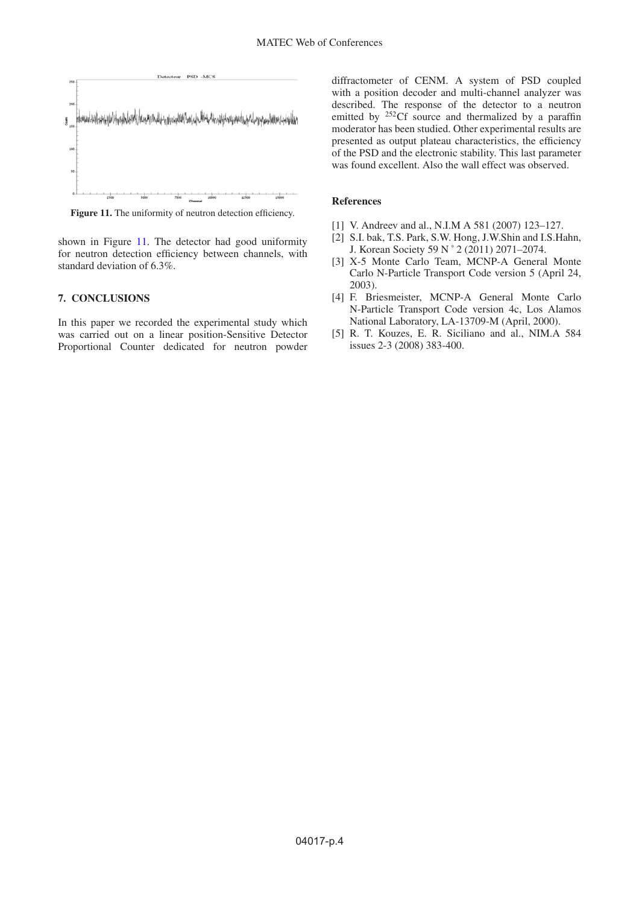Detecteur PSD -MCS

250

200

150

100

50

0

2500 5000 7500 10000 12500 15000

Channel

Counts

**Figure 11.** The uniformity of neutron detection efficiency.

shown in Figure 11. The detector had good uniformity for neutron detection efficiency between channels, with standard deviation of 6.3%.

## 7. CONCLUSIONS

In this paper we recorded the experimental study which was carried out on a linear position-Sensitive Detector Proportional Counter dedicated for neutron powder diffractometer of CENM. A system of PSD coupled with a position decoder and multi-channel analyzer was described. The response of the detector to a neutron emitted by $^{252}$Cf source and thermalized by a paraffin moderator has been studied. Other experimental results are presented as output plateau characteristics, the efficiency of the PSD and the electronic stability. This last parameter was found excellent. Also the wall effect was observed.

## References

[1] V. Andreev and al., N.I.M A 581 (2007) 123–127.

[2] S.I. bak, T.S. Park, S.W. Hong, J.W.Shin and I.S.Hahn, J. Korean Society 59 N˚ 2 (2011) 2071–2074.

[3] X-5 Monte Carlo Team, MCNP-A General Monte Carlo N-Particle Transport Code version 5 (April 24, 2003).

[4] F. Briesmeister, MCNP-A General Monte Carlo N-Particle Transport Code version 4c, Los Alamos National Laboratory, LA-13709-M (April, 2000).

[5] R. T. Kouzes, E. R. Siciliano and al., NIM.A 584 issues 2-3 (2008) 383-400.